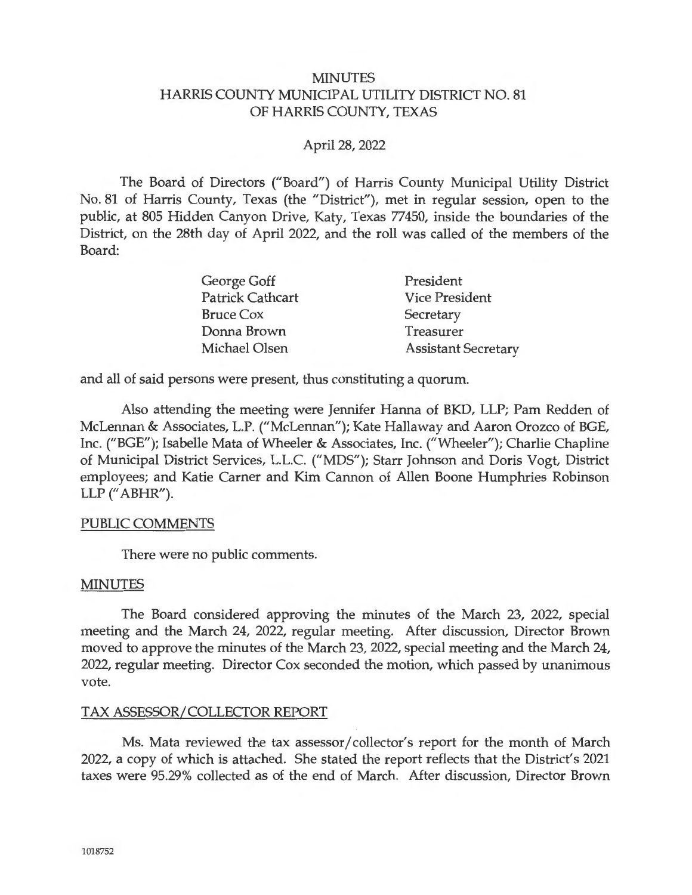# MINUTES
# HARRIS COUNTY MUNICIPAL UTILITY DISTRICT NO. 81
# OF HARRIS COUNTY, TEXAS

April 28, 2022

The Board of Directors ("Board") of Harris County Municipal Utility District No. 81 of Harris County, Texas (the "District"), met in regular session, open to the public, at 805 Hidden Canyon Drive, Katy, Texas 77450, inside the boundaries of the District, on the 28th day of April 2022, and the roll was called of the members of the Board:

| | |
|---|---|
| George Goff | President |
| Patrick Cathcart | Vice President |
| Bruce Cox | Secretary |
| Donna Brown | Treasurer |
| Michael Olsen | Assistant Secretary |

and all of said persons were present, thus constituting a quorum.

Also attending the meeting were Jennifer Hanna of BKD, LLP; Pam Redden of McLennan & Associates, L.P. ("McLennan"); Kate Hallaway and Aaron Orozco of BGE, Inc. ("BGE"); Isabelle Mata of Wheeler & Associates, Inc. ("Wheeler"); Charlie Chapline of Municipal District Services, L.L.C. ("MDS"); Starr Johnson and Doris Vogt, District employees; and Katie Carner and Kim Cannon of Allen Boone Humphries Robinson LLP ("ABHR").

## PUBLIC COMMENTS

There were no public comments.

## MINUTES

The Board considered approving the minutes of the March 23, 2022, special meeting and the March 24, 2022, regular meeting. After discussion, Director Brown moved to approve the minutes of the March 23, 2022, special meeting and the March 24, 2022, regular meeting. Director Cox seconded the motion, which passed by unanimous vote.

## TAX ASSESSOR/COLLECTOR REPORT

Ms. Mata reviewed the tax assessor/collector's report for the month of March 2022, a copy of which is attached. She stated the report reflects that the District's 2021 taxes were 95.29% collected as of the end of March. After discussion, Director Brown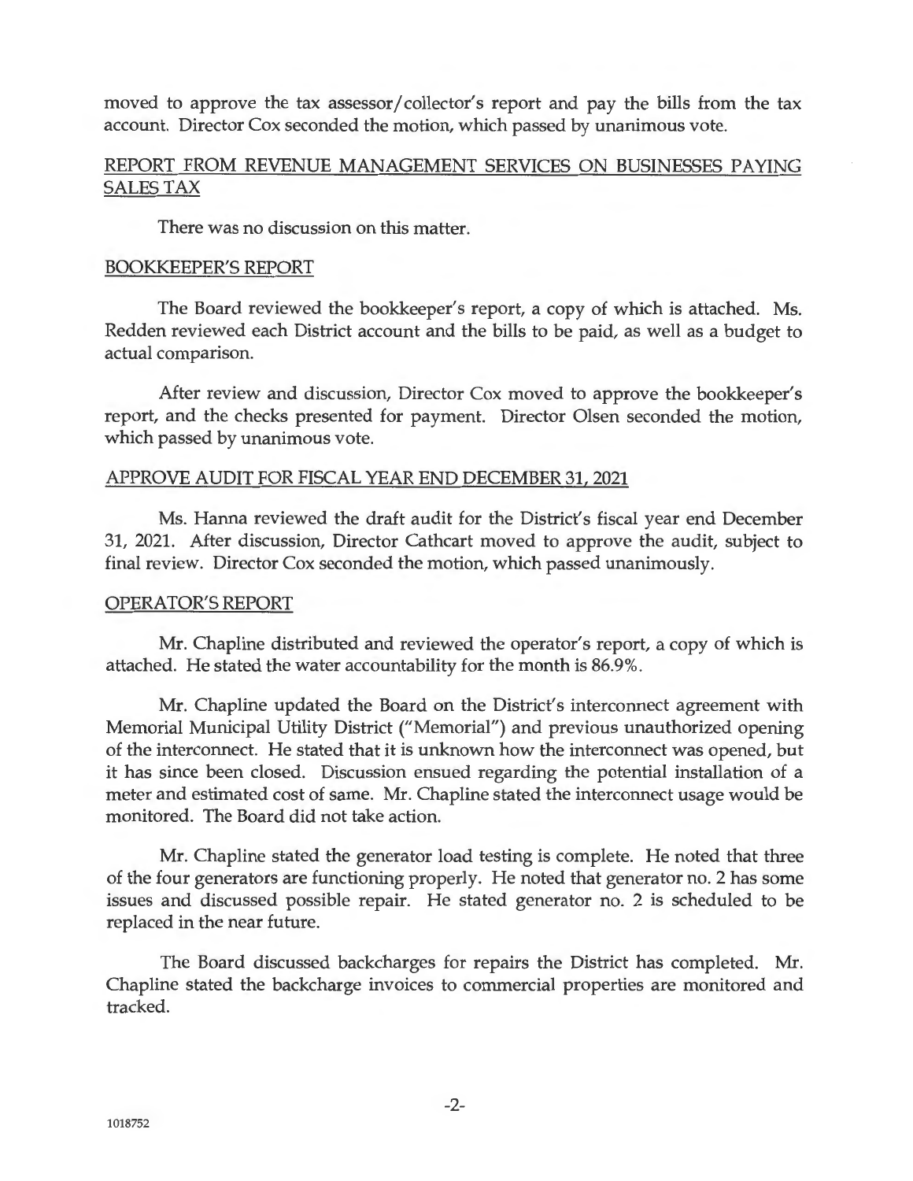moved to approve the tax assessor/collector's report and pay the bills from the tax account. Director Cox seconded the motion, which passed by unanimous vote.

## REPORT FROM REVENUE MANAGEMENT SERVICES ON BUSINESSES PAYING SALES TAX

There was no discussion on this matter.

## BOOKKEEPER'S REPORT

The Board reviewed the bookkeeper's report, a copy of which is attached. Ms. Redden reviewed each District account and the bills to be paid, as well as a budget to actual comparison.

After review and discussion, Director Cox moved to approve the bookkeeper's report, and the checks presented for payment. Director Olsen seconded the motion, which passed by unanimous vote.

## APPROVE AUDIT FOR FISCAL YEAR END DECEMBER 31, 2021

Ms. Hanna reviewed the draft audit for the District's fiscal year end December 31, 2021. After discussion, Director Cathcart moved to approve the audit, subject to final review. Director Cox seconded the motion, which passed unanimously.

## OPERATOR'S REPORT

Mr. Chapline distributed and reviewed the operator's report, a copy of which is attached. He stated the water accountability for the month is 86.9%.

Mr. Chapline updated the Board on the District's interconnect agreement with Memorial Municipal Utility District ("Memorial") and previous unauthorized opening of the interconnect. He stated that it is unknown how the interconnect was opened, but it has since been closed. Discussion ensued regarding the potential installation of a meter and estimated cost of same. Mr. Chapline stated the interconnect usage would be monitored. The Board did not take action.

Mr. Chapline stated the generator load testing is complete. He noted that three of the four generators are functioning properly. He noted that generator no. 2 has some issues and discussed possible repair. He stated generator no. 2 is scheduled to be replaced in the near future.

The Board discussed backcharges for repairs the District has completed. Mr. Chapline stated the backcharge invoices to commercial properties are monitored and tracked.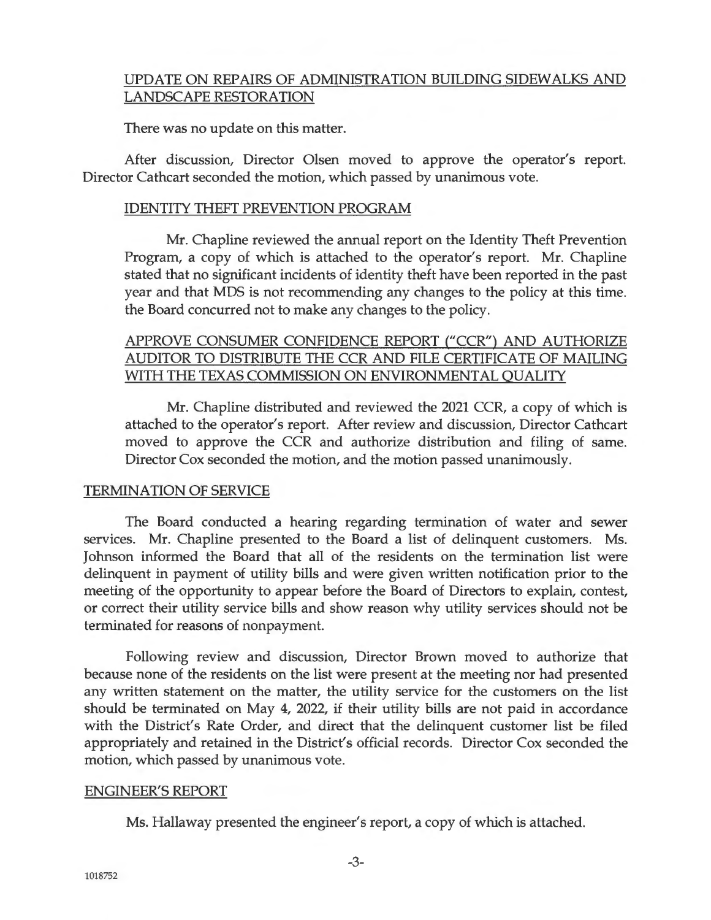## UPDATE ON REPAIRS OF ADMINISTRATION BUILDING SIDEWALKS AND LANDSCAPE RESTORATION

There was no update on this matter.

After discussion, Director Olsen moved to approve the operator's report. Director Cathcart seconded the motion, which passed by unanimous vote.

### IDENTITY THEFT PREVENTION PROGRAM

Mr. Chapline reviewed the annual report on the Identity Theft Prevention Program, a copy of which is attached to the operator's report. Mr. Chapline stated that no significant incidents of identity theft have been reported in the past year and that MDS is not recommending any changes to the policy at this time. the Board concurred not to make any changes to the policy.

### APPROVE CONSUMER CONFIDENCE REPORT ("CCR") AND AUTHORIZE AUDITOR TO DISTRIBUTE THE CCR AND FILE CERTIFICATE OF MAILING WITH THE TEXAS COMMISSION ON ENVIRONMENTAL QUALITY

Mr. Chapline distributed and reviewed the 2021 CCR, a copy of which is attached to the operator's report. After review and discussion, Director Cathcart moved to approve the CCR and authorize distribution and filing of same. Director Cox seconded the motion, and the motion passed unanimously.

## TERMINATION OF SERVICE

The Board conducted a hearing regarding termination of water and sewer services. Mr. Chapline presented to the Board a list of delinquent customers. Ms. Johnson informed the Board that all of the residents on the termination list were delinquent in payment of utility bills and were given written notification prior to the meeting of the opportunity to appear before the Board of Directors to explain, contest, or correct their utility service bills and show reason why utility services should not be terminated for reasons of nonpayment.

Following review and discussion, Director Brown moved to authorize that because none of the residents on the list were present at the meeting nor had presented any written statement on the matter, the utility service for the customers on the list should be terminated on May 4, 2022, if their utility bills are not paid in accordance with the District's Rate Order, and direct that the delinquent customer list be filed appropriately and retained in the District's official records. Director Cox seconded the motion, which passed by unanimous vote.

## ENGINEER'S REPORT

Ms. Hallaway presented the engineer's report, a copy of which is attached.

1018752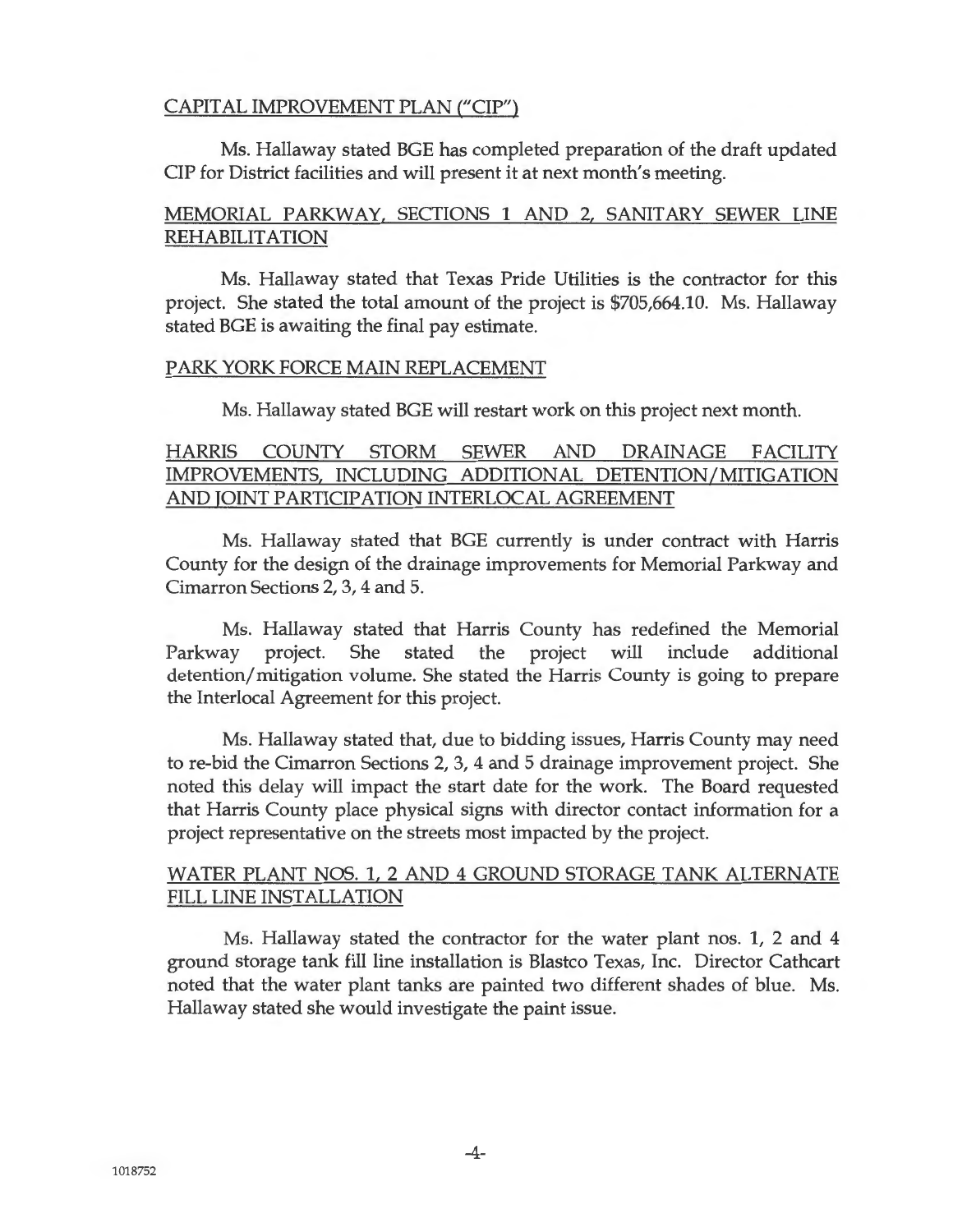## CAPITAL IMPROVEMENT PLAN ("CIP")

Ms. Hallaway stated BGE has completed preparation of the draft updated CIP for District facilities and will present it at next month's meeting.

## MEMORIAL PARKWAY, SECTIONS 1 AND 2, SANITARY SEWER LINE REHABILITATION

Ms. Hallaway stated that Texas Pride Utilities is the contractor for this project. She stated the total amount of the project is $705,664.10. Ms. Hallaway stated BGE is awaiting the final pay estimate.

## PARK YORK FORCE MAIN REPLACEMENT

Ms. Hallaway stated BGE will restart work on this project next month.

## HARRIS COUNTY STORM SEWER AND DRAINAGE FACILITY IMPROVEMENTS, INCLUDING ADDITIONAL DETENTION/MITIGATION AND JOINT PARTICIPATION INTERLOCAL AGREEMENT

Ms. Hallaway stated that BGE currently is under contract with Harris County for the design of the drainage improvements for Memorial Parkway and Cimarron Sections 2, 3, 4 and 5.

Ms. Hallaway stated that Harris County has redefined the Memorial Parkway project. She stated the project will include additional detention/mitigation volume. She stated the Harris County is going to prepare the Interlocal Agreement for this project.

Ms. Hallaway stated that, due to bidding issues, Harris County may need to re-bid the Cimarron Sections 2, 3, 4 and 5 drainage improvement project. She noted this delay will impact the start date for the work. The Board requested that Harris County place physical signs with director contact information for a project representative on the streets most impacted by the project.

## WATER PLANT NOS. 1, 2 AND 4 GROUND STORAGE TANK ALTERNATE FILL LINE INSTALLATION

Ms. Hallaway stated the contractor for the water plant nos. 1, 2 and 4 ground storage tank fill line installation is Blastco Texas, Inc. Director Cathcart noted that the water plant tanks are painted two different shades of blue. Ms. Hallaway stated she would investigate the paint issue.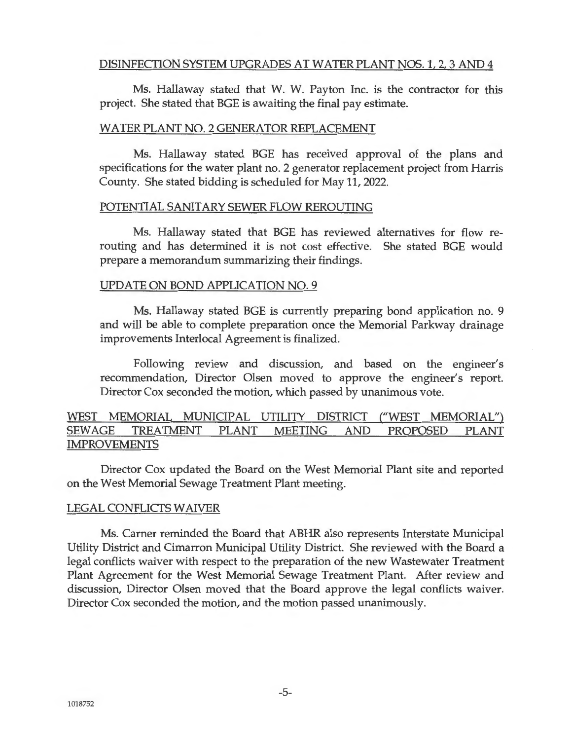DISINFECTION SYSTEM UPGRADES AT WATER PLANT NOS. 1, 2, 3 AND 4

Ms. Hallaway stated that W. W. Payton Inc. is the contractor for this project. She stated that BGE is awaiting the final pay estimate.

WATER PLANT NO. 2 GENERATOR REPLACEMENT

Ms. Hallaway stated BGE has received approval of the plans and specifications for the water plant no. 2 generator replacement project from Harris County. She stated bidding is scheduled for May 11, 2022.

POTENTIAL SANITARY SEWER FLOW REROUTING

Ms. Hallaway stated that BGE has reviewed alternatives for flow re-routing and has determined it is not cost effective. She stated BGE would prepare a memorandum summarizing their findings.

UPDATE ON BOND APPLICATION NO. 9

Ms. Hallaway stated BGE is currently preparing bond application no. 9 and will be able to complete preparation once the Memorial Parkway drainage improvements Interlocal Agreement is finalized.

Following review and discussion, and based on the engineer's recommendation, Director Olsen moved to approve the engineer's report. Director Cox seconded the motion, which passed by unanimous vote.

WEST MEMORIAL MUNICIPAL UTILITY DISTRICT ("WEST MEMORIAL") SEWAGE TREATMENT PLANT MEETING AND PROPOSED PLANT IMPROVEMENTS

Director Cox updated the Board on the West Memorial Plant site and reported on the West Memorial Sewage Treatment Plant meeting.

LEGAL CONFLICTS WAIVER

Ms. Carner reminded the Board that ABHR also represents Interstate Municipal Utility District and Cimarron Municipal Utility District. She reviewed with the Board a legal conflicts waiver with respect to the preparation of the new Wastewater Treatment Plant Agreement for the West Memorial Sewage Treatment Plant. After review and discussion, Director Olsen moved that the Board approve the legal conflicts waiver. Director Cox seconded the motion, and the motion passed unanimously.

1018752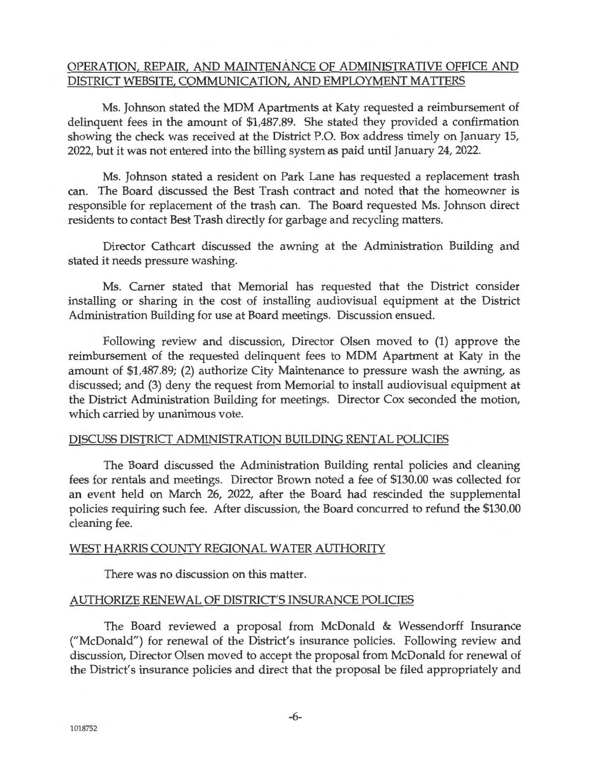OPERATION, REPAIR, AND MAINTENANCE OF ADMINISTRATIVE OFFICE AND DISTRICT WEBSITE, COMMUNICATION, AND EMPLOYMENT MATTERS

Ms. Johnson stated the MDM Apartments at Katy requested a reimbursement of delinquent fees in the amount of $1,487.89. She stated they provided a confirmation showing the check was received at the District P.O. Box address timely on January 15, 2022, but it was not entered into the billing system as paid until January 24, 2022.

Ms. Johnson stated a resident on Park Lane has requested a replacement trash can. The Board discussed the Best Trash contract and noted that the homeowner is responsible for replacement of the trash can. The Board requested Ms. Johnson direct residents to contact Best Trash directly for garbage and recycling matters.

Director Cathcart discussed the awning at the Administration Building and stated it needs pressure washing.

Ms. Carner stated that Memorial has requested that the District consider installing or sharing in the cost of installing audiovisual equipment at the District Administration Building for use at Board meetings. Discussion ensued.

Following review and discussion, Director Olsen moved to (1) approve the reimbursement of the requested delinquent fees to MDM Apartment at Katy in the amount of $1,487.89; (2) authorize City Maintenance to pressure wash the awning, as discussed; and (3) deny the request from Memorial to install audiovisual equipment at the District Administration Building for meetings. Director Cox seconded the motion, which carried by unanimous vote.

DISCUSS DISTRICT ADMINISTRATION BUILDING RENTAL POLICIES

The Board discussed the Administration Building rental policies and cleaning fees for rentals and meetings. Director Brown noted a fee of $130.00 was collected for an event held on March 26, 2022, after the Board had rescinded the supplemental policies requiring such fee. After discussion, the Board concurred to refund the $130.00 cleaning fee.

WEST HARRIS COUNTY REGIONAL WATER AUTHORITY

There was no discussion on this matter.

AUTHORIZE RENEWAL OF DISTRICT'S INSURANCE POLICIES

The Board reviewed a proposal from McDonald & Wessendorff Insurance ("McDonald") for renewal of the District's insurance policies. Following review and discussion, Director Olsen moved to accept the proposal from McDonald for renewal of the District's insurance policies and direct that the proposal be filed appropriately and

1018752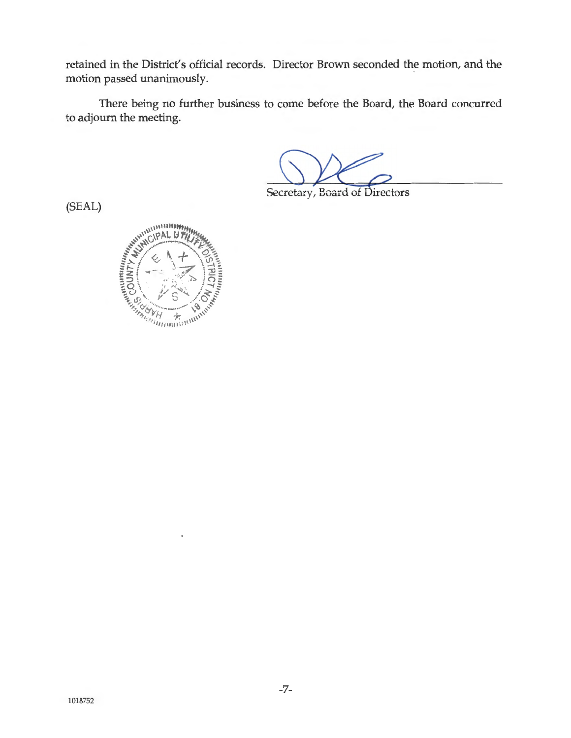retained in the District's official records. Director Brown seconded the motion, and the motion passed unanimously.

There being no further business to come before the Board, the Board concurred to adjourn the meeting.

Secretary, Board of Directors

(SEAL)

1018752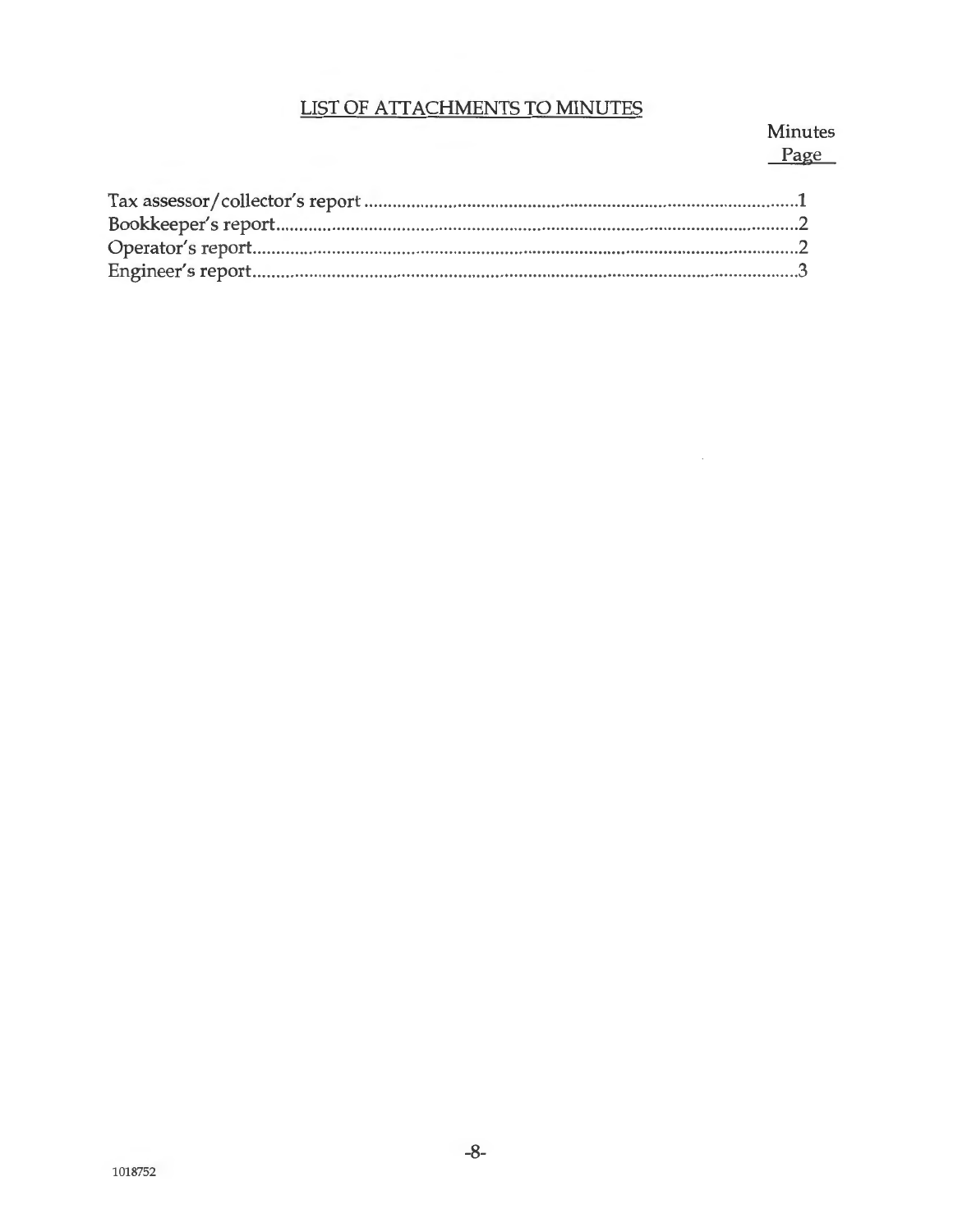## LIST OF ATTACHMENTS TO MINUTES

| | Minutes Page |
|---|---|
| Tax assessor/collector's report | 1 |
| Bookkeeper's report | 2 |
| Operator's report | 2 |
| Engineer's report | 3 |

1018752